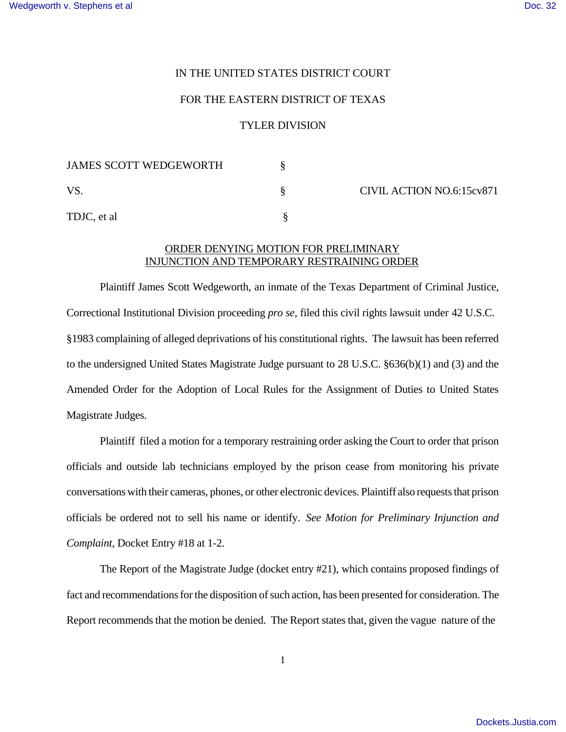IN THE UNITED STATES DISTRICT COURT

FOR THE EASTERN DISTRICT OF TEXAS

TYLER DIVISION

| | | |
|---|---|---|
| JAMES SCOTT WEDGEWORTH | § | |
| VS. | § | CIVIL ACTION NO.6:15cv871 |
| TDJC, et al | § | |

ORDER DENYING MOTION FOR PRELIMINARY INJUNCTION AND TEMPORARY RESTRAINING ORDER

Plaintiff James Scott Wedgeworth, an inmate of the Texas Department of Criminal Justice, Correctional Institutional Division proceeding *pro se*, filed this civil rights lawsuit under 42 U.S.C. §1983 complaining of alleged deprivations of his constitutional rights. The lawsuit has been referred to the undersigned United States Magistrate Judge pursuant to 28 U.S.C. §636(b)(1) and (3) and the Amended Order for the Adoption of Local Rules for the Assignment of Duties to United States Magistrate Judges.

Plaintiff filed a motion for a temporary restraining order asking the Court to order that prison officials and outside lab technicians employed by the prison cease from monitoring his private conversations with their cameras, phones, or other electronic devices. Plaintiff also requests that prison officials be ordered not to sell his name or identify. *See Motion for Preliminary Injunction and Complaint*, Docket Entry #18 at 1-2.

The Report of the Magistrate Judge (docket entry #21), which contains proposed findings of fact and recommendations for the disposition of such action, has been presented for consideration. The Report recommends that the motion be denied. The Report states that, given the vague nature of the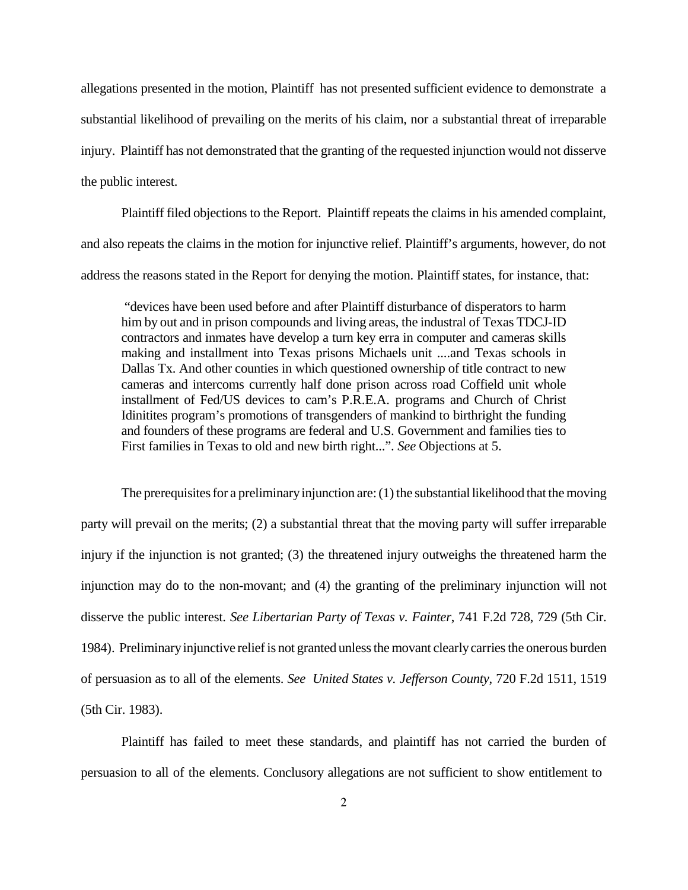allegations presented in the motion, Plaintiff has not presented sufficient evidence to demonstrate a substantial likelihood of prevailing on the merits of his claim, nor a substantial threat of irreparable injury. Plaintiff has not demonstrated that the granting of the requested injunction would not disserve the public interest.

Plaintiff filed objections to the Report. Plaintiff repeats the claims in his amended complaint, and also repeats the claims in the motion for injunctive relief. Plaintiff's arguments, however, do not address the reasons stated in the Report for denying the motion. Plaintiff states, for instance, that:

> "devices have been used before and after Plaintiff disturbance of disperators to harm him by out and in prison compounds and living areas, the industral of Texas TDCJ-ID contractors and inmates have develop a turn key erra in computer and cameras skills making and installment into Texas prisons Michaels unit ....and Texas schools in Dallas Tx. And other counties in which questioned ownership of title contract to new cameras and intercoms currently half done prison across road Coffield unit whole installment of Fed/US devices to cam's P.R.E.A. programs and Church of Christ Idinitites program's promotions of transgenders of mankind to birthright the funding and founders of these programs are federal and U.S. Government and families ties to First families in Texas to old and new birth right...". *See* Objections at 5.

The prerequisites for a preliminary injunction are: (1) the substantial likelihood that the moving party will prevail on the merits; (2) a substantial threat that the moving party will suffer irreparable injury if the injunction is not granted; (3) the threatened injury outweighs the threatened harm the injunction may do to the non-movant; and (4) the granting of the preliminary injunction will not disserve the public interest. *See Libertarian Party of Texas v. Fainter*, 741 F.2d 728, 729 (5th Cir. 1984). Preliminary injunctive relief is not granted unless the movant clearly carries the onerous burden of persuasion as to all of the elements. *See United States v. Jefferson County*, 720 F.2d 1511, 1519 (5th Cir. 1983).

Plaintiff has failed to meet these standards, and plaintiff has not carried the burden of persuasion to all of the elements. Conclusory allegations are not sufficient to show entitlement to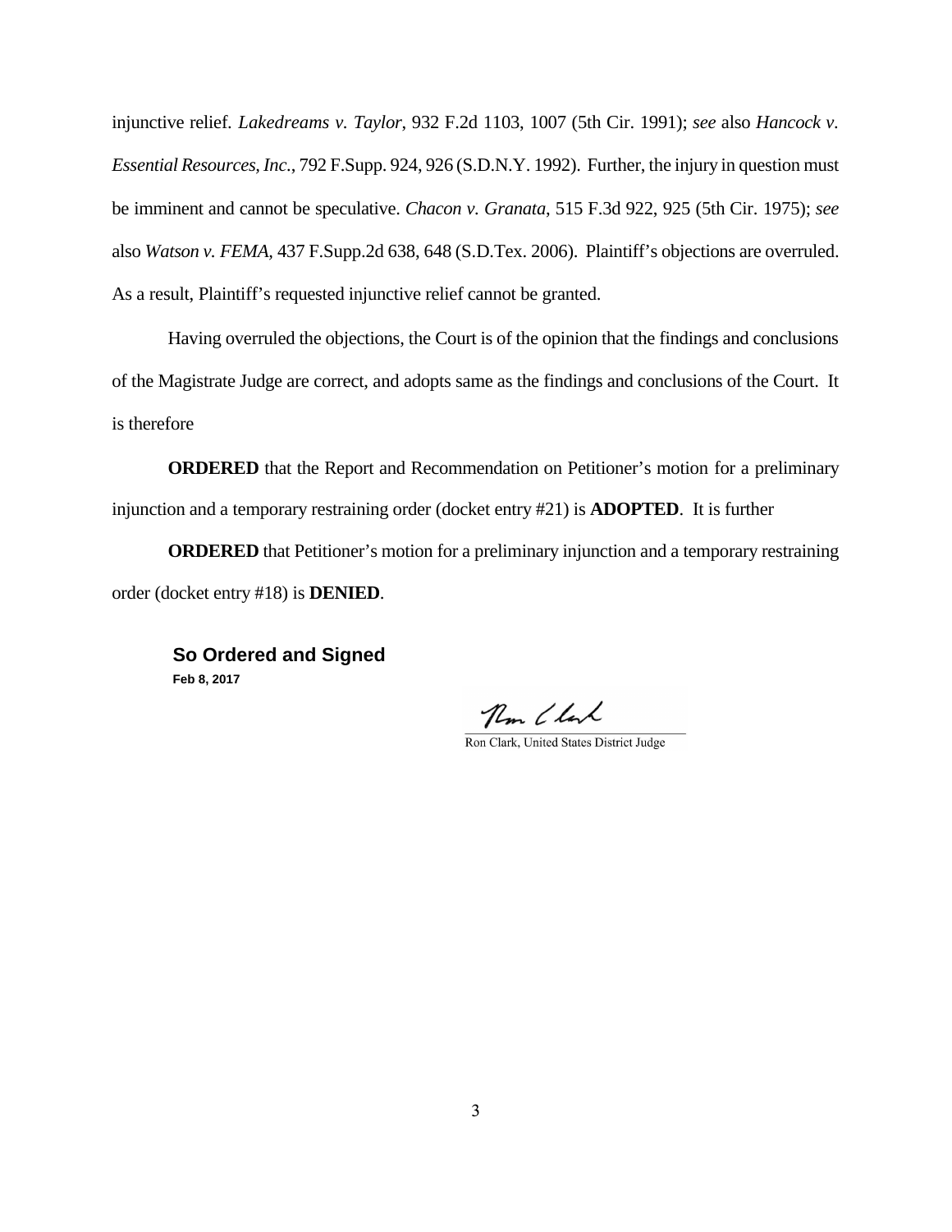injunctive relief. *Lakedreams v. Taylor*, 932 F.2d 1103, 1007 (5th Cir. 1991); *see* also *Hancock v. Essential Resources, Inc.*, 792 F.Supp. 924, 926 (S.D.N.Y. 1992). Further, the injury in question must be imminent and cannot be speculative. *Chacon v. Granata*, 515 F.3d 922, 925 (5th Cir. 1975); *see* also *Watson v. FEMA*, 437 F.Supp.2d 638, 648 (S.D.Tex. 2006). Plaintiff's objections are overruled. As a result, Plaintiff's requested injunctive relief cannot be granted.

Having overruled the objections, the Court is of the opinion that the findings and conclusions of the Magistrate Judge are correct, and adopts same as the findings and conclusions of the Court. It is therefore

**ORDERED** that the Report and Recommendation on Petitioner's motion for a preliminary injunction and a temporary restraining order (docket entry #21) is **ADOPTED**. It is further

**ORDERED** that Petitioner's motion for a preliminary injunction and a temporary restraining order (docket entry #18) is **DENIED**.

**So Ordered and Signed**
**Feb 8, 2017**

Ron Clark, United States District Judge